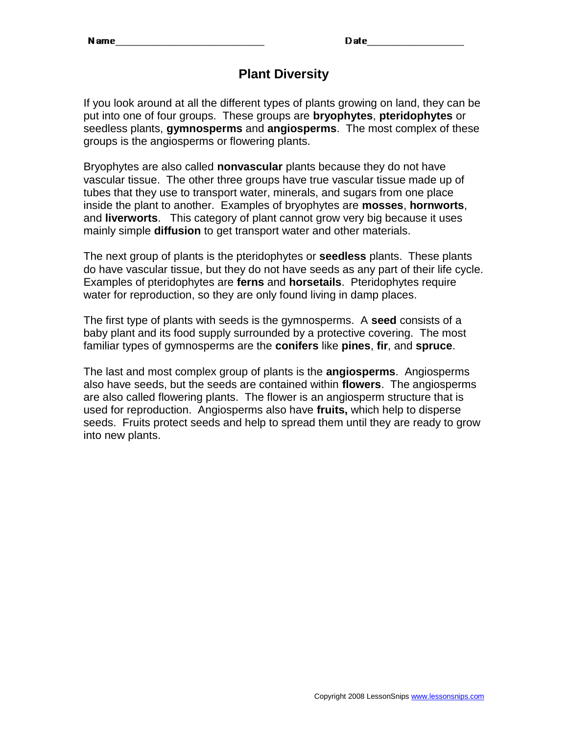Name___________________________ Date_________________

# Plant Diversity

If you look around at all the different types of plants growing on land, they can be put into one of four groups. These groups are **bryophytes**, **pteridophytes** or seedless plants, **gymnosperms** and **angiosperms**. The most complex of these groups is the angiosperms or flowering plants.

Bryophytes are also called **nonvascular** plants because they do not have vascular tissue. The other three groups have true vascular tissue made up of tubes that they use to transport water, minerals, and sugars from one place inside the plant to another. Examples of bryophytes are **mosses**, **hornworts**, and **liverworts**. This category of plant cannot grow very big because it uses mainly simple **diffusion** to get transport water and other materials.

The next group of plants is the pteridophytes or **seedless** plants. These plants do have vascular tissue, but they do not have seeds as any part of their life cycle. Examples of pteridophytes are **ferns** and **horsetails**. Pteridophytes require water for reproduction, so they are only found living in damp places.

The first type of plants with seeds is the gymnosperms. A **seed** consists of a baby plant and its food supply surrounded by a protective covering. The most familiar types of gymnosperms are the **conifers** like **pines**, **fir**, and **spruce**.

The last and most complex group of plants is the **angiosperms**. Angiosperms also have seeds, but the seeds are contained within **flowers**. The angiosperms are also called flowering plants. The flower is an angiosperm structure that is used for reproduction. Angiosperms also have **fruits,** which help to disperse seeds. Fruits protect seeds and help to spread them until they are ready to grow into new plants.

Copyright 2008 LessonSnips www.lessonsnips.com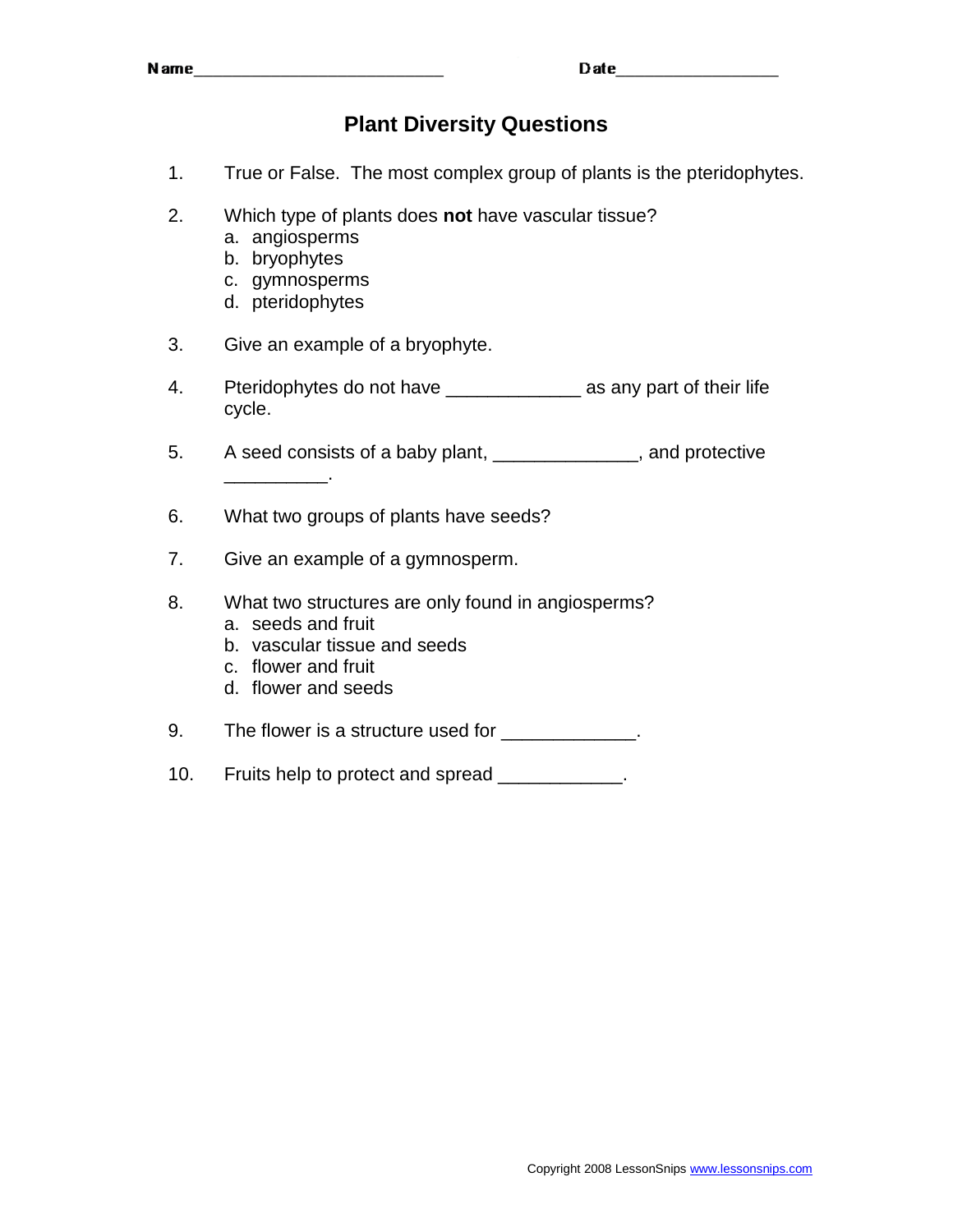Name___________________________ Date_________________

# Plant Diversity Questions

1. True or False. The most complex group of plants is the pteridophytes.

2. Which type of plants does **not** have vascular tissue?
   a. angiosperms
   b. bryophytes
   c. gymnosperms
   d. pteridophytes

3. Give an example of a bryophyte.

4. Pteridophytes do not have _____________ as any part of their life cycle.

5. A seed consists of a baby plant, ______________, and protective __________.

6. What two groups of plants have seeds?

7. Give an example of a gymnosperm.

8. What two structures are only found in angiosperms?
   a. seeds and fruit
   b. vascular tissue and seeds
   c. flower and fruit
   d. flower and seeds

9. The flower is a structure used for _____________.

10. Fruits help to protect and spread ____________.

Copyright 2008 LessonSnips www.lessonsnips.com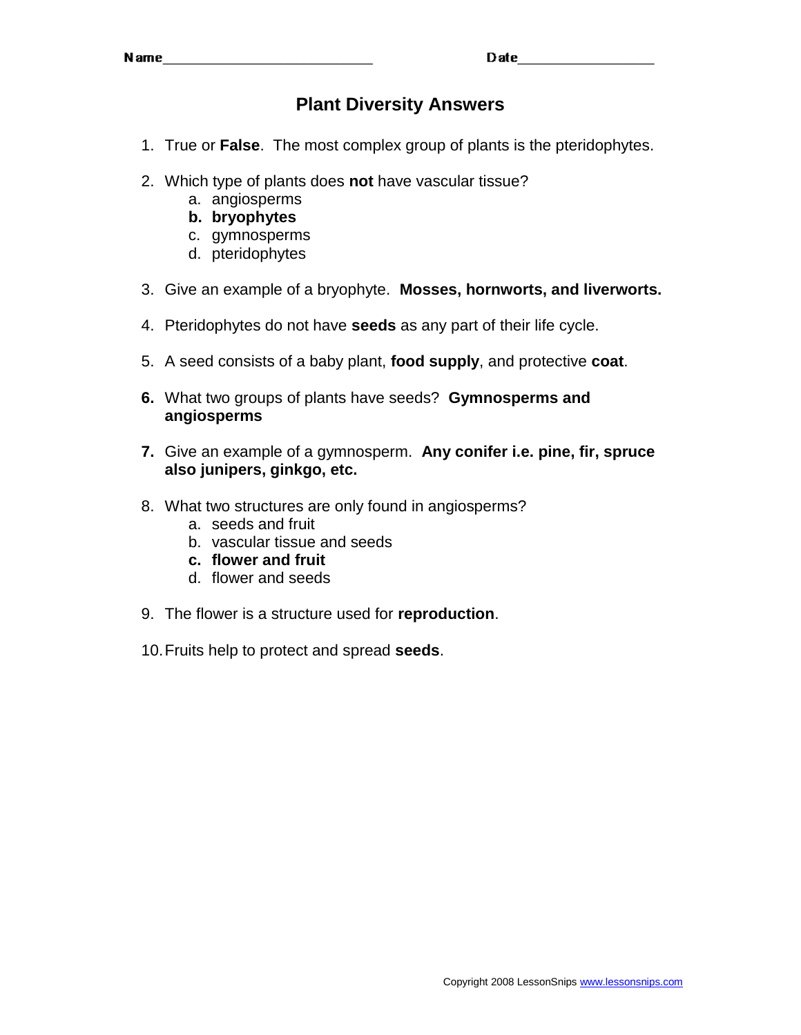Name___________________________ Date_________________

# Plant Diversity Answers

1. True or **False**. The most complex group of plants is the pteridophytes.

2. Which type of plants does **not** have vascular tissue?
   a. angiosperms
   **b. bryophytes**
   c. gymnosperms
   d. pteridophytes

3. Give an example of a bryophyte. **Mosses, hornworts, and liverworts.**

4. Pteridophytes do not have **seeds** as any part of their life cycle.

5. A seed consists of a baby plant, **food supply**, and protective **coat**.

6. What two groups of plants have seeds? **Gymnosperms and angiosperms**

7. Give an example of a gymnosperm. **Any conifer i.e. pine, fir, spruce also junipers, ginkgo, etc.**

8. What two structures are only found in angiosperms?
   a. seeds and fruit
   b. vascular tissue and seeds
   **c. flower and fruit**
   d. flower and seeds

9. The flower is a structure used for **reproduction**.

10. Fruits help to protect and spread **seeds**.

Copyright 2008 LessonSnips www.lessonsnips.com